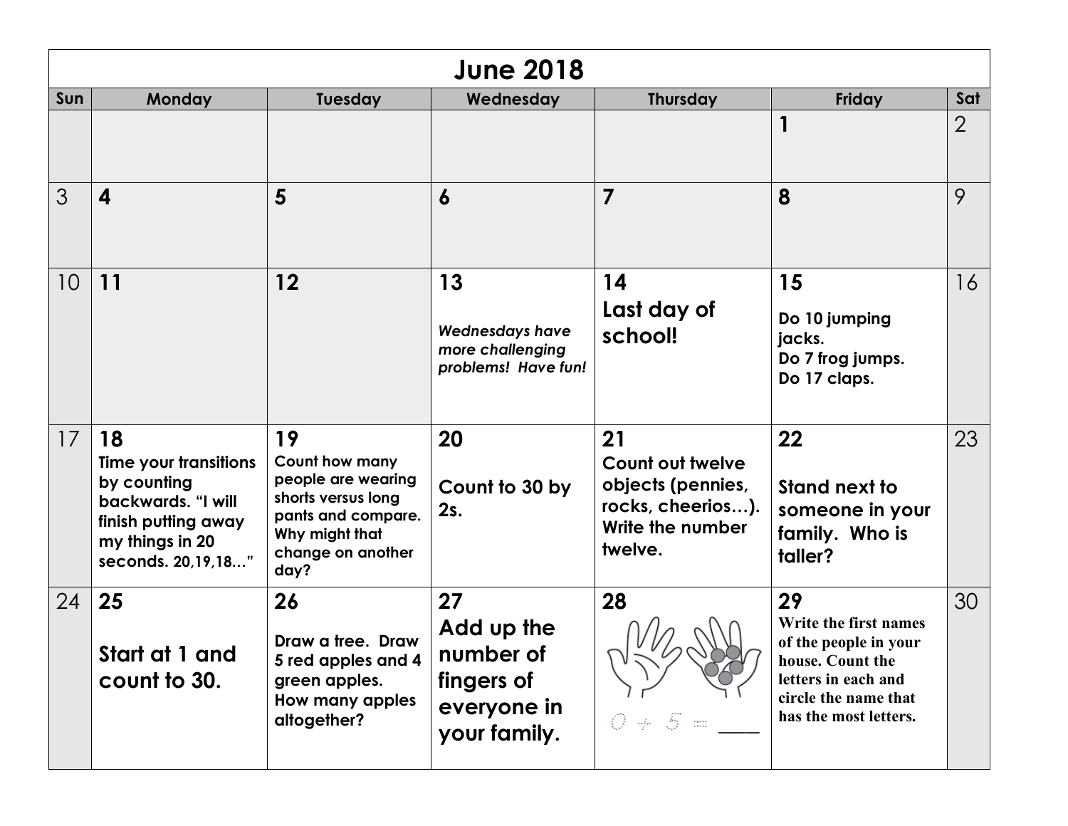# June 2018

| Sun | Monday | Tuesday | Wednesday | Thursday | Friday | Sat |
|---|---|---|---|---|---|---|
| | | | | | **1** | 2 |
| 3 | **4** | **5** | **6** | **7** | **8** | 9 |
| 10 | **11** | **12** | **13** *Wednesdays have more challenging problems! Have fun!* | **14** **Last day of school!** | **15** **Do 10 jumping jacks. Do 7 frog jumps. Do 17 claps.** | 16 |
| 17 | **18** **Time your transitions by counting backwards. "I will finish putting away my things in 20 seconds. 20,19,18…"** | **19** **Count how many people are wearing shorts versus long pants and compare. Why might that change on another day?** | **20** **Count to 30 by 2s.** | **21** **Count out twelve objects (pennies, rocks, cheerios…). Write the number twelve.** | **22** **Stand next to someone in your family. Who is taller?** | 23 |
| 24 | **25** **Start at 1 and count to 30.** | **26** **Draw a tree. Draw 5 red apples and 4 green apples. How many apples altogether?** | **27** **Add up the number of fingers of everyone in your family.** | **28** $0 + 5 =$ ____ | **29** **Write the first names of the people in your house. Count the letters in each and circle the name that has the most letters.** | 30 |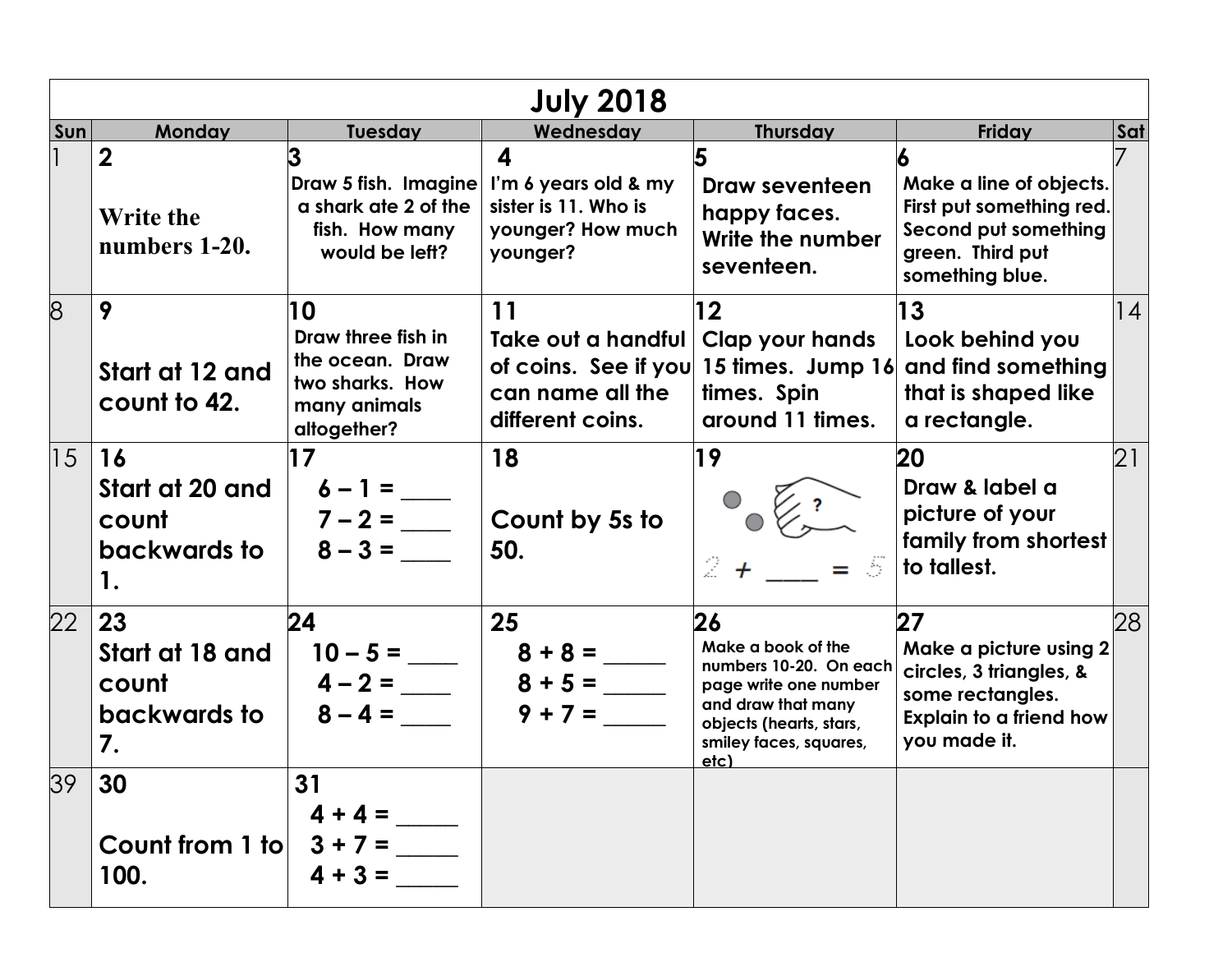# July 2018

| Sun | Monday | Tuesday | Wednesday | Thursday | Friday | Sat |
| --- | --- | --- | --- | --- | --- | --- |
| 1 | **2** Write the numbers 1-20. | **3** Draw 5 fish. Imagine a shark ate 2 of the fish. How many would be left? | **4** I'm 6 years old & my sister is 11. Who is younger? How much younger? | **5** Draw seventeen happy faces. Write the number seventeen. | **6** Make a line of objects. First put something red. Second put something green. Third put something blue. | 7 |
| 8 | **9** Start at 12 and count to 42. | **10** Draw three fish in the ocean. Draw two sharks. How many animals altogether? | **11** Take out a handful of coins. See if you can name all the different coins. | **12** Clap your hands 15 times. Jump 16 times. Spin around 11 times. | **13** Look behind you and find something that is shaped like a rectangle. | 14 |
| 15 | **16** Start at 20 and count backwards to 1. | **17** $6 - 1 =$ ____ <br> $7 - 2 =$ ____ <br> $8 - 3 =$ ____ | **18** Count by 5s to 50. | **19** ? <br> $2 + \_\_\_\_ = 5$ | **20** Draw & label a picture of your family from shortest to tallest. | 21 |
| 22 | **23** Start at 18 and count backwards to 7. | **24** $10 - 5 =$ ____ <br> $4 - 2 =$ ____ <br> $8 - 4 =$ ____ | **25** $8 + 8 =$ _____ <br> $8 + 5 =$ _____ <br> $9 + 7 =$ _____ | **26** Make a book of the numbers 10-20. On each page write one number and draw that many objects (hearts, stars, smiley faces, squares, etc) | **27** Make a picture using 2 circles, 3 triangles, & some rectangles. Explain to a friend how you made it. | 28 |
| 39 | **30** Count from 1 to 100. | **31** $4 + 4 =$ _____ <br> $3 + 7 =$ _____ <br> $4 + 3 =$ _____ | | | | |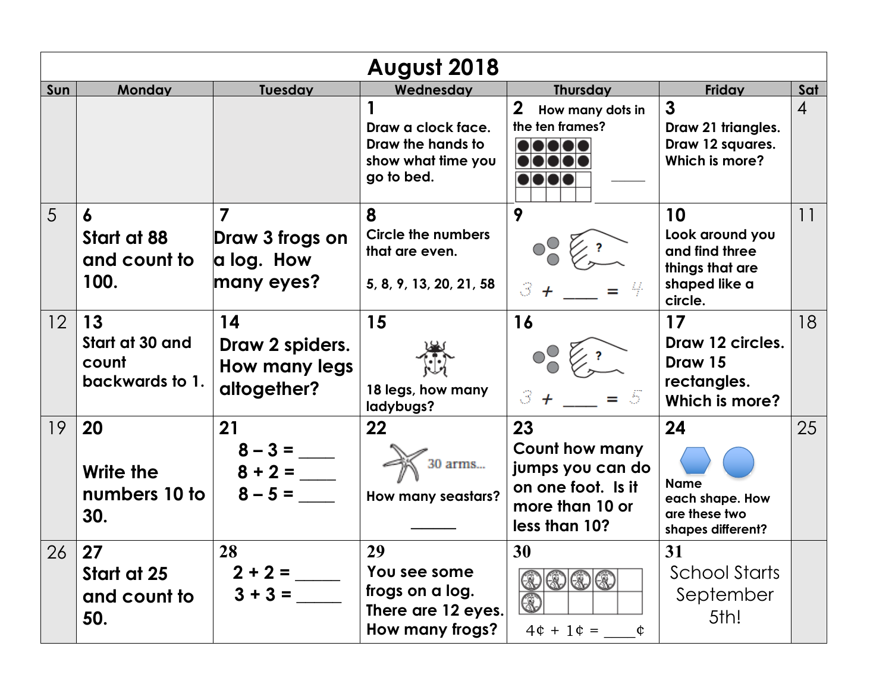# August 2018

| Sun | Monday | Tuesday | Wednesday | Thursday | Friday | Sat |
|---|---|---|---|---|---|---|
| | | | **1** Draw a clock face. Draw the hands to show what time you go to bed. | **2** How many dots in the ten frames? \_\_\_\_\_ | **3** Draw 21 triangles. Draw 12 squares. Which is more? | 4 |
| 5 | **6** Start at 88 and count to 100. | **7** Draw 3 frogs on a log. How many eyes? | **8** Circle the numbers that are even. 5, 8, 9, 13, 20, 21, 58 | **9** 3 + \_\_\_\_ = 4 | **10** Look around you and find three things that are shaped like a circle. | 11 |
| 12 | **13** Start at 30 and count backwards to 1. | **14** Draw 2 spiders. How many legs altogether? | **15** 18 legs, how many ladybugs? | **16** 3 + \_\_\_\_ = 5 | **17** Draw 12 circles. Draw 15 rectangles. Which is more? | 18 |
| 19 | **20** Write the numbers 10 to 30. | **21** 8 – 3 = \_\_\_\_ 8 + 2 = \_\_\_\_ 8 – 5 = \_\_\_\_ | **22** 30 arms... How many seastars? \_\_\_\_\_ | **23** Count how many jumps you can do on one foot. Is it more than 10 or less than 10? | **24** Name each shape. How are these two shapes different? | 25 |
| 26 | **27** Start at 25 and count to 50. | **28** 2 + 2 = \_\_\_\_\_ 3 + 3 = \_\_\_\_\_ | **29** You see some frogs on a log. There are 12 eyes. How many frogs? | **30** 4¢ + 1¢ = \_\_\_\_¢ | **31** School Starts September 5th! | |